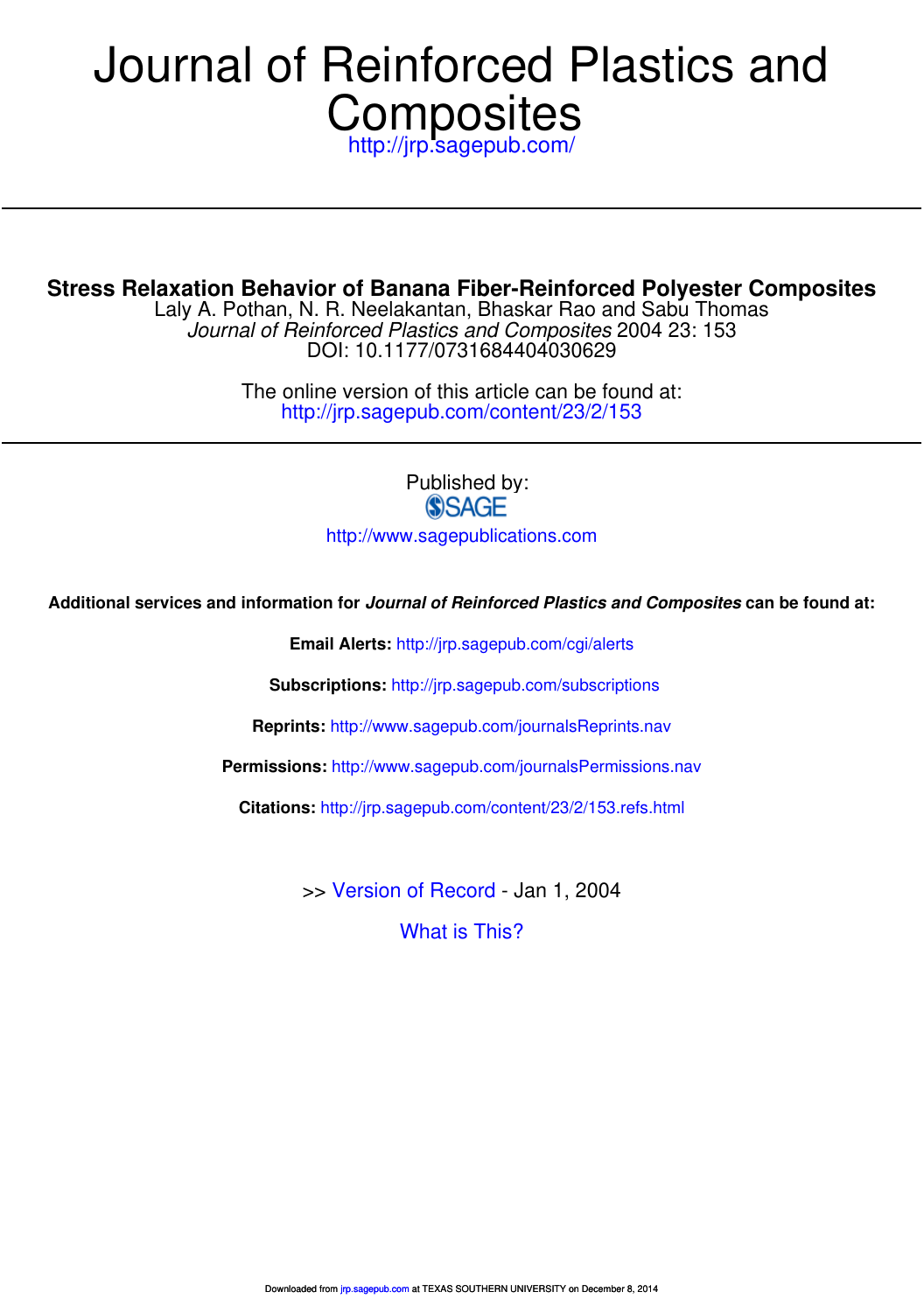# Journal of Reinforced Plastics and Composites

http://jrp.sagepub.com/

## Stress Relaxation Behavior of Banana Fiber-Reinforced Polyester Composites

Laly A. Pothan, N. R. Neelakantan, Bhaskar Rao and Sabu Thomas

*Journal of Reinforced Plastics and Composites* 2004 23: 153

DOI: 10.1177/0731684404030629

The online version of this article can be found at:

http://jrp.sagepub.com/content/23/2/153

Published by:

SAGE

http://www.sagepublications.com

**Additional services and information for *Journal of Reinforced Plastics and Composites* can be found at:**

**Email Alerts:** http://jrp.sagepub.com/cgi/alerts

**Subscriptions:** http://jrp.sagepub.com/subscriptions

**Reprints:** http://www.sagepub.com/journalsReprints.nav

**Permissions:** http://www.sagepub.com/journalsPermissions.nav

**Citations:** http://jrp.sagepub.com/content/23/2/153.refs.html

>> Version of Record - Jan 1, 2004

What is This?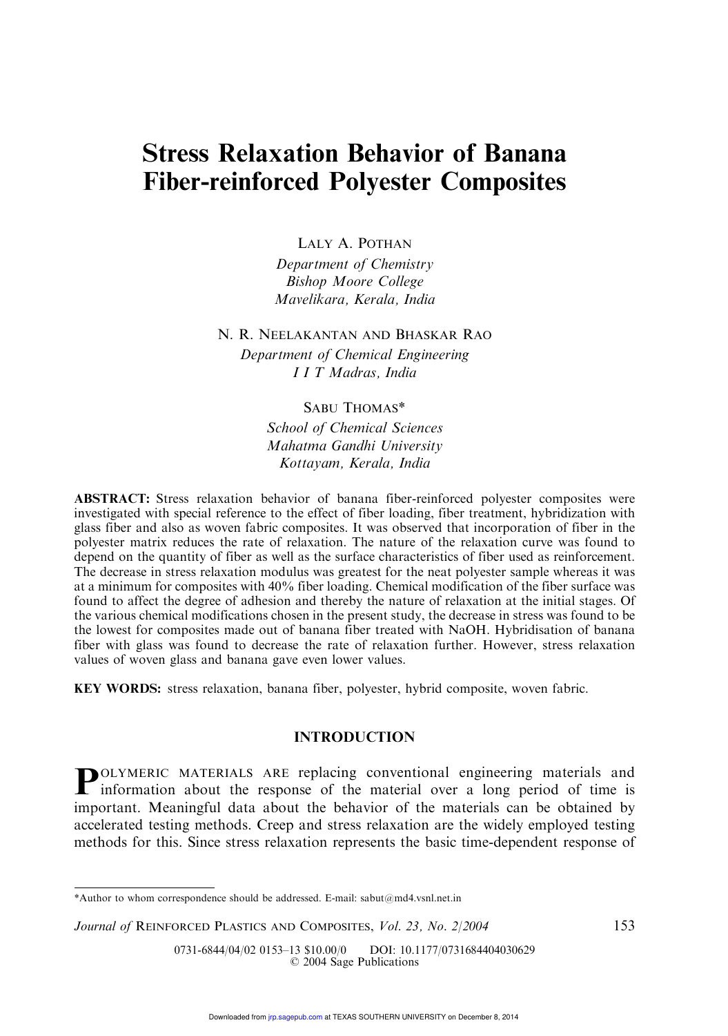# Stress Relaxation Behavior of Banana Fiber-reinforced Polyester Composites

LALY A. POTHAN

*Department of Chemistry*
*Bishop Moore College*
*Mavelikara, Kerala, India*

N. R. NEELAKANTAN AND BHASKAR RAO

*Department of Chemical Engineering*
*I I T Madras, India*

SABU THOMAS*

*School of Chemical Sciences*
*Mahatma Gandhi University*
*Kottayam, Kerala, India*

**ABSTRACT:** Stress relaxation behavior of banana fiber-reinforced polyester composites were investigated with special reference to the effect of fiber loading, fiber treatment, hybridization with glass fiber and also as woven fabric composites. It was observed that incorporation of fiber in the polyester matrix reduces the rate of relaxation. The nature of the relaxation curve was found to depend on the quantity of fiber as well as the surface characteristics of fiber used as reinforcement. The decrease in stress relaxation modulus was greatest for the neat polyester sample whereas it was at a minimum for composites with 40% fiber loading. Chemical modification of the fiber surface was found to affect the degree of adhesion and thereby the nature of relaxation at the initial stages. Of the various chemical modifications chosen in the present study, the decrease in stress was found to be the lowest for composites made out of banana fiber treated with NaOH. Hybridisation of banana fiber with glass was found to decrease the rate of relaxation further. However, stress relaxation values of woven glass and banana gave even lower values.

**KEY WORDS:** stress relaxation, banana fiber, polyester, hybrid composite, woven fabric.

## INTRODUCTION

POLYMERIC MATERIALS ARE replacing conventional engineering materials and information about the response of the material over a long period of time is important. Meaningful data about the behavior of the materials can be obtained by accelerated testing methods. Creep and stress relaxation are the widely employed testing methods for this. Since stress relaxation represents the basic time-dependent response of

*Author to whom correspondence should be addressed. E-mail: sabut@md4.vsnl.net.in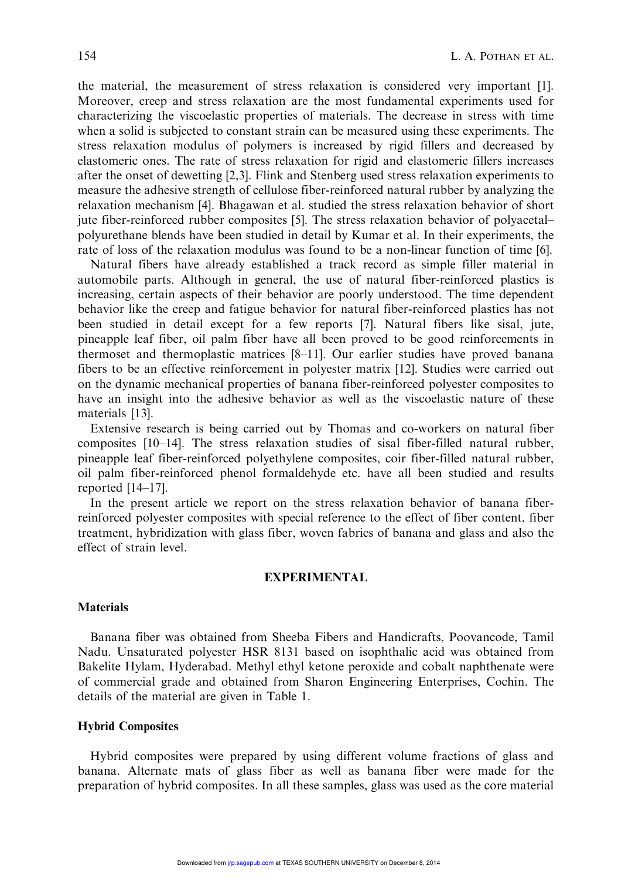the material, the measurement of stress relaxation is considered very important [1]. Moreover, creep and stress relaxation are the most fundamental experiments used for characterizing the viscoelastic properties of materials. The decrease in stress with time when a solid is subjected to constant strain can be measured using these experiments. The stress relaxation modulus of polymers is increased by rigid fillers and decreased by elastomeric ones. The rate of stress relaxation for rigid and elastomeric fillers increases after the onset of dewetting [2,3]. Flink and Stenberg used stress relaxation experiments to measure the adhesive strength of cellulose fiber-reinforced natural rubber by analyzing the relaxation mechanism [4]. Bhagawan et al. studied the stress relaxation behavior of short jute fiber-reinforced rubber composites [5]. The stress relaxation behavior of polyacetal–polyurethane blends have been studied in detail by Kumar et al. In their experiments, the rate of loss of the relaxation modulus was found to be a non-linear function of time [6].

Natural fibers have already established a track record as simple filler material in automobile parts. Although in general, the use of natural fiber-reinforced plastics is increasing, certain aspects of their behavior are poorly understood. The time dependent behavior like the creep and fatigue behavior for natural fiber-reinforced plastics has not been studied in detail except for a few reports [7]. Natural fibers like sisal, jute, pineapple leaf fiber, oil palm fiber have all been proved to be good reinforcements in thermoset and thermoplastic matrices [8–11]. Our earlier studies have proved banana fibers to be an effective reinforcement in polyester matrix [12]. Studies were carried out on the dynamic mechanical properties of banana fiber-reinforced polyester composites to have an insight into the adhesive behavior as well as the viscoelastic nature of these materials [13].

Extensive research is being carried out by Thomas and co-workers on natural fiber composites [10–14]. The stress relaxation studies of sisal fiber-filled natural rubber, pineapple leaf fiber-reinforced polyethylene composites, coir fiber-filled natural rubber, oil palm fiber-reinforced phenol formaldehyde etc. have all been studied and results reported [14–17].

In the present article we report on the stress relaxation behavior of banana fiber-reinforced polyester composites with special reference to the effect of fiber content, fiber treatment, hybridization with glass fiber, woven fabrics of banana and glass and also the effect of strain level.

## EXPERIMENTAL

### Materials

Banana fiber was obtained from Sheeba Fibers and Handicrafts, Poovancode, Tamil Nadu. Unsaturated polyester HSR 8131 based on isophthalic acid was obtained from Bakelite Hylam, Hyderabad. Methyl ethyl ketone peroxide and cobalt naphthenate were of commercial grade and obtained from Sharon Engineering Enterprises, Cochin. The details of the material are given in Table 1.

### Hybrid Composites

Hybrid composites were prepared by using different volume fractions of glass and banana. Alternate mats of glass fiber as well as banana fiber were made for the preparation of hybrid composites. In all these samples, glass was used as the core material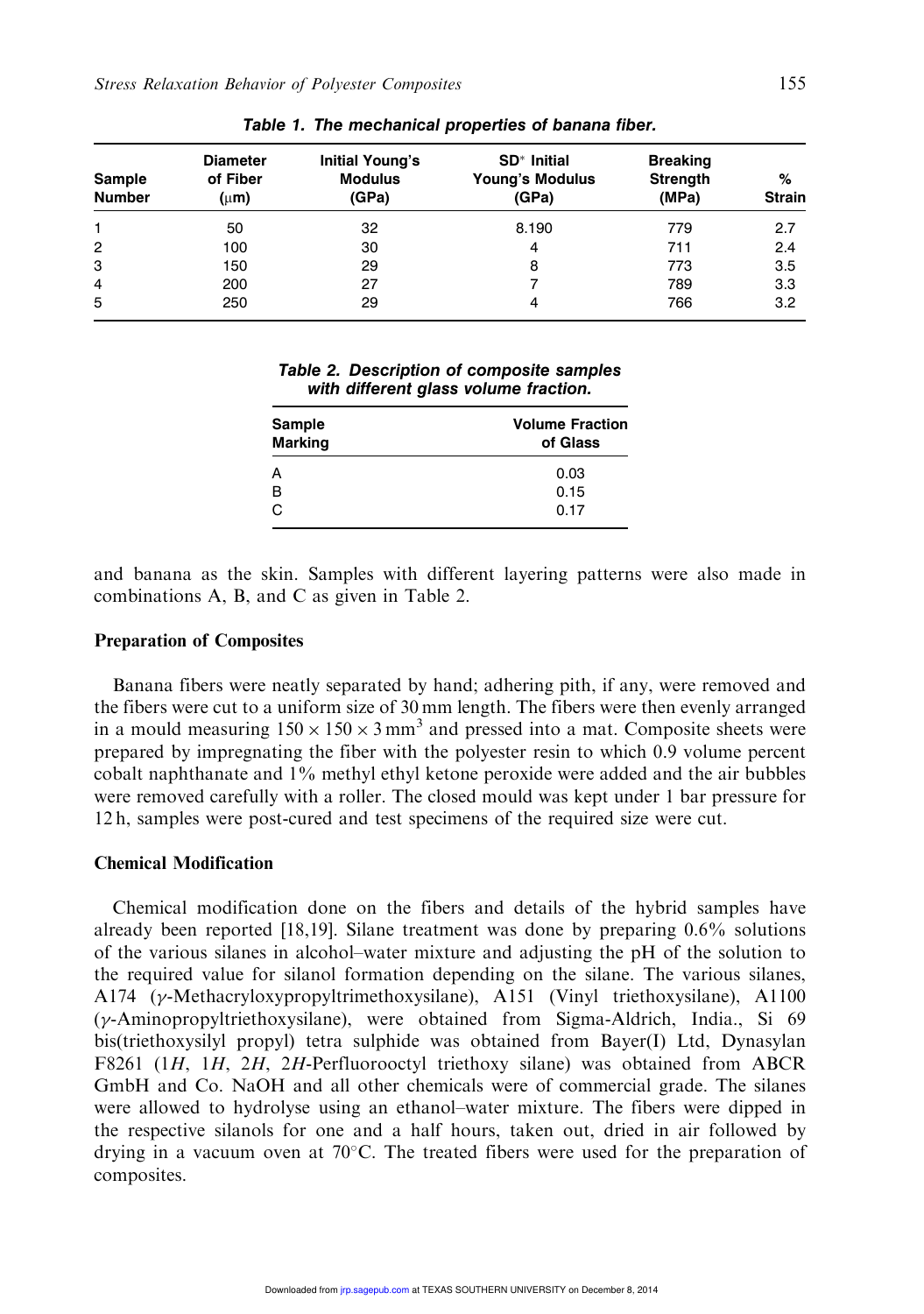**Table 1. The mechanical properties of banana fiber.**

| Sample Number | Diameter of Fiber (μm) | Initial Young's Modulus (GPa) | SD* Initial Young's Modulus (GPa) | Breaking Strength (MPa) | % Strain |
|---|---|---|---|---|---|
| 1 | 50 | 32 | 8.190 | 779 | 2.7 |
| 2 | 100 | 30 | 4 | 711 | 2.4 |
| 3 | 150 | 29 | 8 | 773 | 3.5 |
| 4 | 200 | 27 | 7 | 789 | 3.3 |
| 5 | 250 | 29 | 4 | 766 | 3.2 |

**Table 2. Description of composite samples with different glass volume fraction.**

| Sample Marking | Volume Fraction of Glass |
|---|---|
| A | 0.03 |
| B | 0.15 |
| C | 0.17 |

and banana as the skin. Samples with different layering patterns were also made in combinations A, B, and C as given in Table 2.

### Preparation of Composites

Banana fibers were neatly separated by hand; adhering pith, if any, were removed and the fibers were cut to a uniform size of 30 mm length. The fibers were then evenly arranged in a mould measuring $150 \times 150 \times 3\,\text{mm}^3$ and pressed into a mat. Composite sheets were prepared by impregnating the fiber with the polyester resin to which 0.9 volume percent cobalt naphthanate and 1% methyl ethyl ketone peroxide were added and the air bubbles were removed carefully with a roller. The closed mould was kept under 1 bar pressure for 12 h, samples were post-cured and test specimens of the required size were cut.

### Chemical Modification

Chemical modification done on the fibers and details of the hybrid samples have already been reported [18,19]. Silane treatment was done by preparing 0.6% solutions of the various silanes in alcohol–water mixture and adjusting the pH of the solution to the required value for silanol formation depending on the silane. The various silanes, A174 ($\gamma$-Methacryloxypropyltrimethoxysilane), A151 (Vinyl triethoxysilane), A1100 ($\gamma$-Aminopropyltriethoxysilane), were obtained from Sigma-Aldrich, India., Si 69 bis(triethoxysilyl propyl) tetra sulphide was obtained from Bayer(I) Ltd, Dynasylan F8261 (1*H*, 1*H*, 2*H*, 2*H*-Perfluorooctyl triethoxy silane) was obtained from ABCR GmbH and Co. NaOH and all other chemicals were of commercial grade. The silanes were allowed to hydrolyse using an ethanol–water mixture. The fibers were dipped in the respective silanols for one and a half hours, taken out, dried in air followed by drying in a vacuum oven at 70°C. The treated fibers were used for the preparation of composites.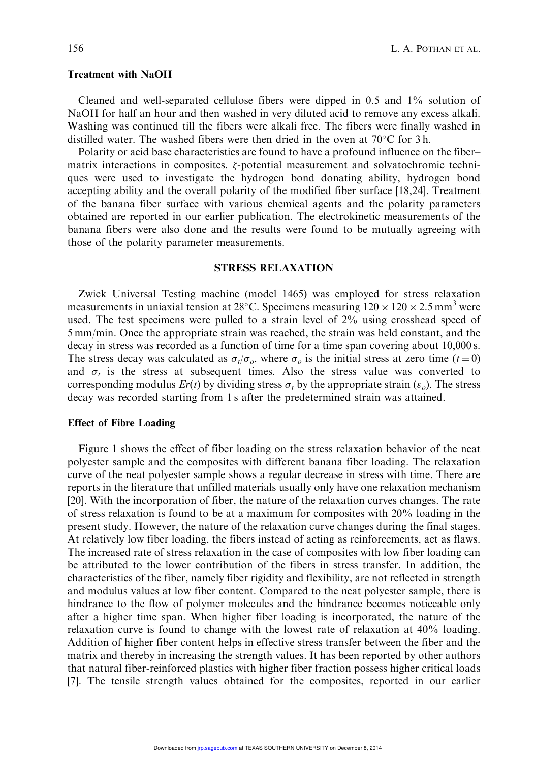### Treatment with NaOH

Cleaned and well-separated cellulose fibers were dipped in 0.5 and 1% solution of NaOH for half an hour and then washed in very diluted acid to remove any excess alkali. Washing was continued till the fibers were alkali free. The fibers were finally washed in distilled water. The washed fibers were then dried in the oven at 70°C for 3 h.

Polarity or acid base characteristics are found to have a profound influence on the fiber–matrix interactions in composites. $\zeta$-potential measurement and solvatochromic techniques were used to investigate the hydrogen bond donating ability, hydrogen bond accepting ability and the overall polarity of the modified fiber surface [18,24]. Treatment of the banana fiber surface with various chemical agents and the polarity parameters obtained are reported in our earlier publication. The electrokinetic measurements of the banana fibers were also done and the results were found to be mutually agreeing with those of the polarity parameter measurements.

## STRESS RELAXATION

Zwick Universal Testing machine (model 1465) was employed for stress relaxation measurements in uniaxial tension at 28°C. Specimens measuring $120 \times 120 \times 2.5\,mm^3$ were used. The test specimens were pulled to a strain level of 2% using crosshead speed of 5 mm/min. Once the appropriate strain was reached, the strain was held constant, and the decay in stress was recorded as a function of time for a time span covering about 10,000 s. The stress decay was calculated as $\sigma_t/\sigma_o$, where $\sigma_o$ is the initial stress at zero time ($t = 0$) and $\sigma_t$ is the stress at subsequent times. Also the stress value was converted to corresponding modulus $Er(t)$ by dividing stress $\sigma_t$ by the appropriate strain ($\varepsilon_o$). The stress decay was recorded starting from 1 s after the predetermined strain was attained.

### Effect of Fibre Loading

Figure 1 shows the effect of fiber loading on the stress relaxation behavior of the neat polyester sample and the composites with different banana fiber loading. The relaxation curve of the neat polyester sample shows a regular decrease in stress with time. There are reports in the literature that unfilled materials usually only have one relaxation mechanism [20]. With the incorporation of fiber, the nature of the relaxation curves changes. The rate of stress relaxation is found to be at a maximum for composites with 20% loading in the present study. However, the nature of the relaxation curve changes during the final stages. At relatively low fiber loading, the fibers instead of acting as reinforcements, act as flaws. The increased rate of stress relaxation in the case of composites with low fiber loading can be attributed to the lower contribution of the fibers in stress transfer. In addition, the characteristics of the fiber, namely fiber rigidity and flexibility, are not reflected in strength and modulus values at low fiber content. Compared to the neat polyester sample, there is hindrance to the flow of polymer molecules and the hindrance becomes noticeable only after a higher time span. When higher fiber loading is incorporated, the nature of the relaxation curve is found to change with the lowest rate of relaxation at 40% loading. Addition of higher fiber content helps in effective stress transfer between the fiber and the matrix and thereby in increasing the strength values. It has been reported by other authors that natural fiber-reinforced plastics with higher fiber fraction possess higher critical loads [7]. The tensile strength values obtained for the composites, reported in our earlier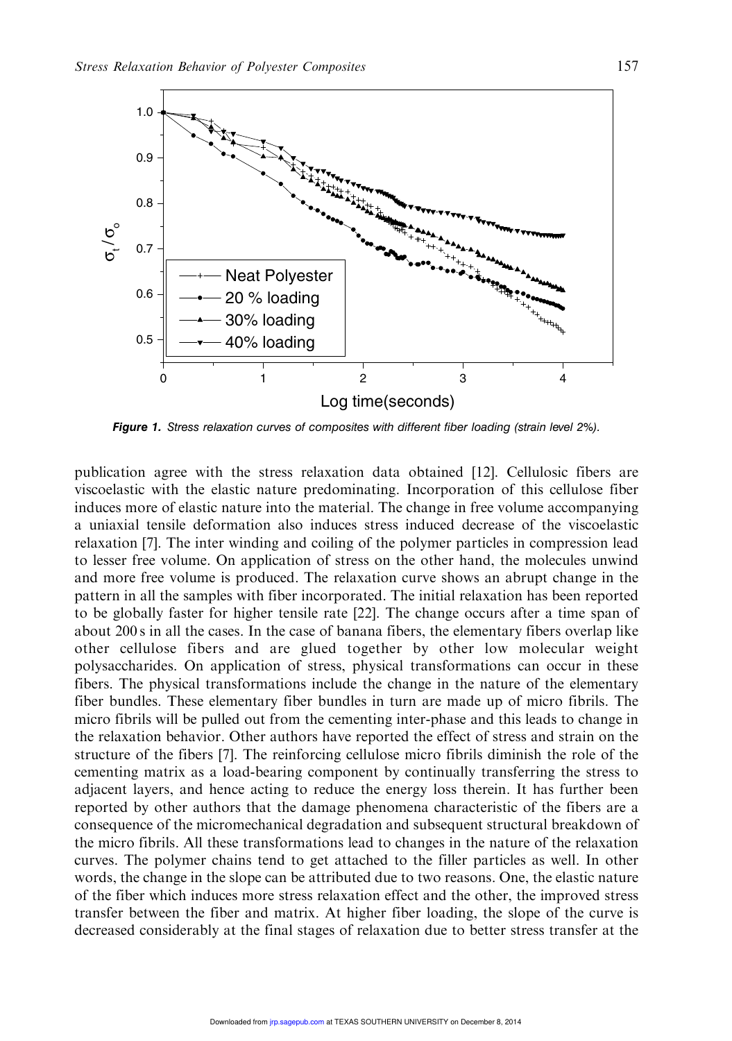**Figure 1.** *Stress relaxation curves of composites with different fiber loading (strain level 2%).*

publication agree with the stress relaxation data obtained [12]. Cellulosic fibers are viscoelastic with the elastic nature predominating. Incorporation of this cellulose fiber induces more of elastic nature into the material. The change in free volume accompanying a uniaxial tensile deformation also induces stress induced decrease of the viscoelastic relaxation [7]. The inter winding and coiling of the polymer particles in compression lead to lesser free volume. On application of stress on the other hand, the molecules unwind and more free volume is produced. The relaxation curve shows an abrupt change in the pattern in all the samples with fiber incorporated. The initial relaxation has been reported to be globally faster for higher tensile rate [22]. The change occurs after a time span of about 200 s in all the cases. In the case of banana fibers, the elementary fibers overlap like other cellulose fibers and are glued together by other low molecular weight polysaccharides. On application of stress, physical transformations can occur in these fibers. The physical transformations include the change in the nature of the elementary fiber bundles. These elementary fiber bundles in turn are made up of micro fibrils. The micro fibrils will be pulled out from the cementing inter-phase and this leads to change in the relaxation behavior. Other authors have reported the effect of stress and strain on the structure of the fibers [7]. The reinforcing cellulose micro fibrils diminish the role of the cementing matrix as a load-bearing component by continually transferring the stress to adjacent layers, and hence acting to reduce the energy loss therein. It has further been reported by other authors that the damage phenomena characteristic of the fibers are a consequence of the micromechanical degradation and subsequent structural breakdown of the micro fibrils. All these transformations lead to changes in the nature of the relaxation curves. The polymer chains tend to get attached to the filler particles as well. In other words, the change in the slope can be attributed due to two reasons. One, the elastic nature of the fiber which induces more stress relaxation effect and the other, the improved stress transfer between the fiber and matrix. At higher fiber loading, the slope of the curve is decreased considerably at the final stages of relaxation due to better stress transfer at the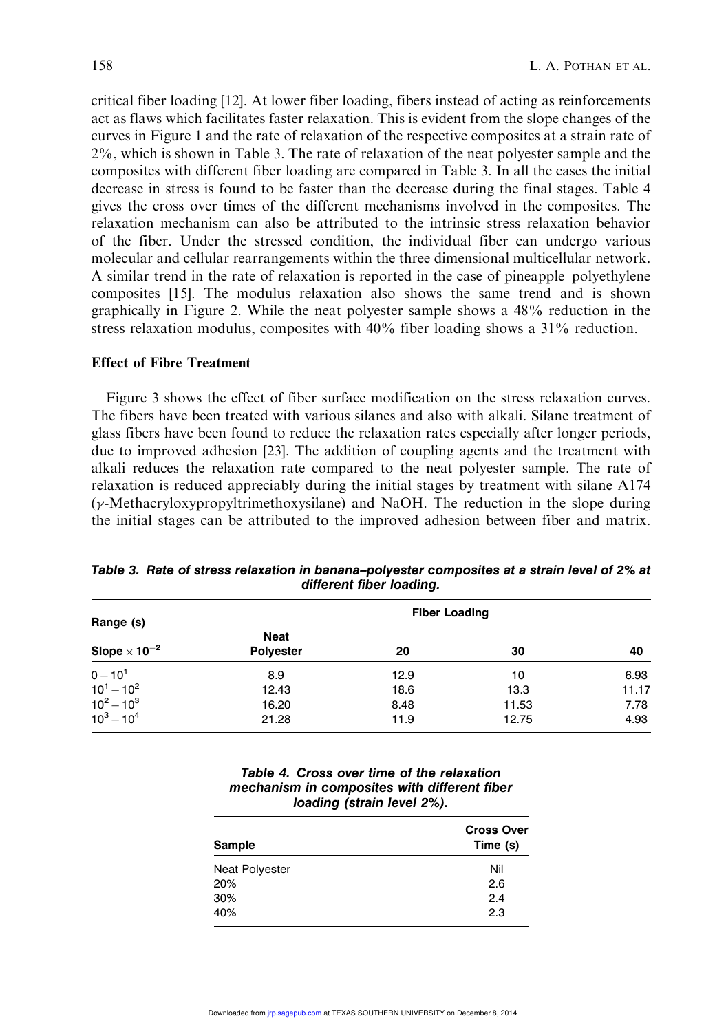critical fiber loading [12]. At lower fiber loading, fibers instead of acting as reinforcements act as flaws which facilitates faster relaxation. This is evident from the slope changes of the curves in Figure 1 and the rate of relaxation of the respective composites at a strain rate of 2%, which is shown in Table 3. The rate of relaxation of the neat polyester sample and the composites with different fiber loading are compared in Table 3. In all the cases the initial decrease in stress is found to be faster than the decrease during the final stages. Table 4 gives the cross over times of the different mechanisms involved in the composites. The relaxation mechanism can also be attributed to the intrinsic stress relaxation behavior of the fiber. Under the stressed condition, the individual fiber can undergo various molecular and cellular rearrangements within the three dimensional multicellular network. A similar trend in the rate of relaxation is reported in the case of pineapple–polyethylene composites [15]. The modulus relaxation also shows the same trend and is shown graphically in Figure 2. While the neat polyester sample shows a 48% reduction in the stress relaxation modulus, composites with 40% fiber loading shows a 31% reduction.

### Effect of Fibre Treatment

Figure 3 shows the effect of fiber surface modification on the stress relaxation curves. The fibers have been treated with various silanes and also with alkali. Silane treatment of glass fibers have been found to reduce the relaxation rates especially after longer periods, due to improved adhesion [23]. The addition of coupling agents and the treatment with alkali reduces the relaxation rate compared to the neat polyester sample. The rate of relaxation is reduced appreciably during the initial stages by treatment with silane A174 ($\gamma$-Methacryloxypropyltrimethoxysilane) and NaOH. The reduction in the slope during the initial stages can be attributed to the improved adhesion between fiber and matrix.

**Table 3. Rate of stress relaxation in banana–polyester composites at a strain level of 2% at different fiber loading.**

| Range (s) | Fiber Loading | | | |
|---|---|---|---|---|
| Slope $\times 10^{-2}$ | Neat Polyester | 20 | 30 | 40 |
| $0 - 10^1$ | 8.9 | 12.9 | 10 | 6.93 |
| $10^1 - 10^2$ | 12.43 | 18.6 | 13.3 | 11.17 |
| $10^2 - 10^3$ | 16.20 | 8.48 | 11.53 | 7.78 |
| $10^3 - 10^4$ | 21.28 | 11.9 | 12.75 | 4.93 |

**Table 4. Cross over time of the relaxation mechanism in composites with different fiber loading (strain level 2%).**

| Sample | Cross Over Time (s) |
|---|---|
| Neat Polyester | Nil |
| 20% | 2.6 |
| 30% | 2.4 |
| 40% | 2.3 |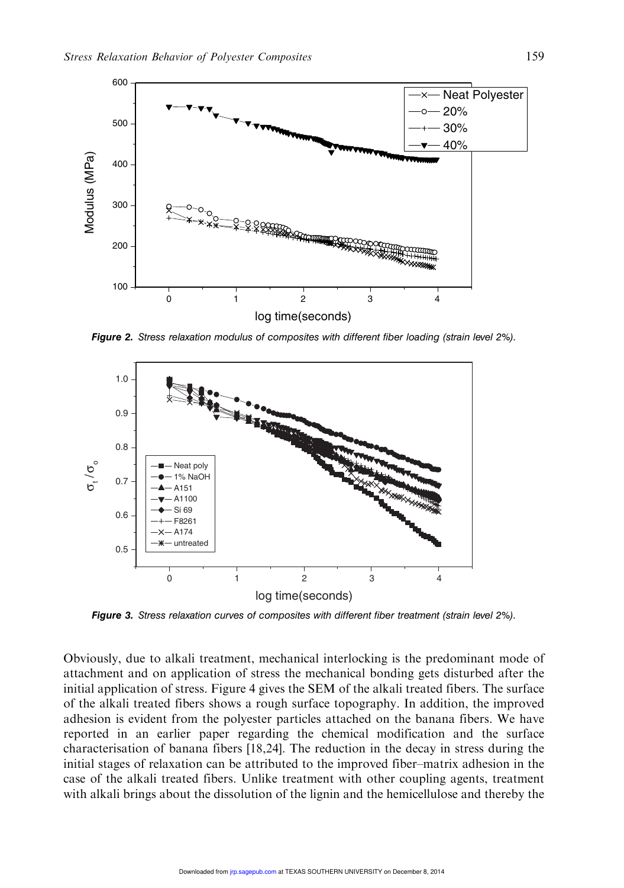**Figure 2.** *Stress relaxation modulus of composites with different fiber loading (strain level 2%).*

**Figure 3.** *Stress relaxation curves of composites with different fiber treatment (strain level 2%).*

Obviously, due to alkali treatment, mechanical interlocking is the predominant mode of attachment and on application of stress the mechanical bonding gets disturbed after the initial application of stress. Figure 4 gives the SEM of the alkali treated fibers. The surface of the alkali treated fibers shows a rough surface topography. In addition, the improved adhesion is evident from the polyester particles attached on the banana fibers. We have reported in an earlier paper regarding the chemical modification and the surface characterisation of banana fibers [18,24]. The reduction in the decay in stress during the initial stages of relaxation can be attributed to the improved fiber–matrix adhesion in the case of the alkali treated fibers. Unlike treatment with other coupling agents, treatment with alkali brings about the dissolution of the lignin and the hemicellulose and thereby the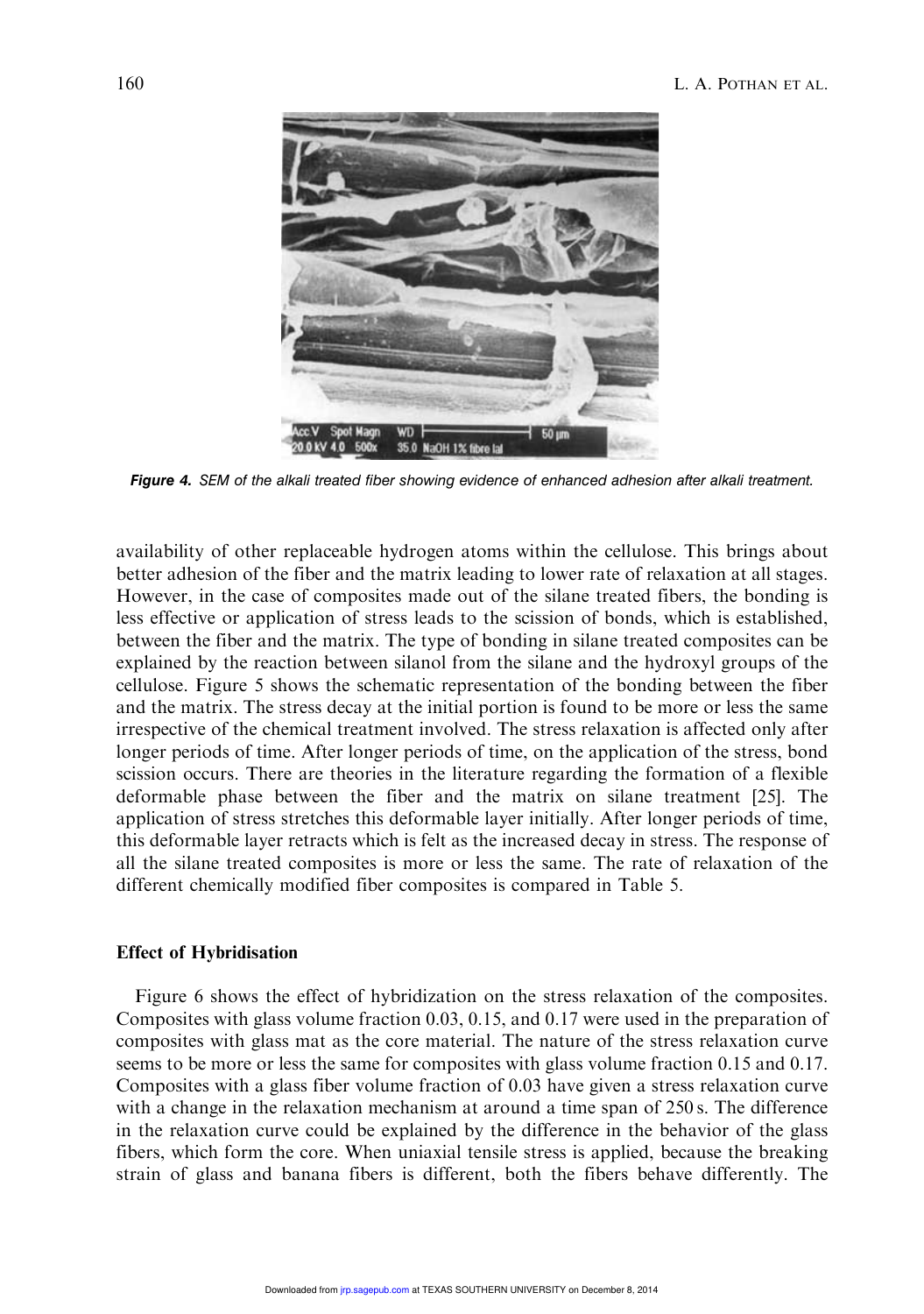**Figure 4.** *SEM of the alkali treated fiber showing evidence of enhanced adhesion after alkali treatment.*

availability of other replaceable hydrogen atoms within the cellulose. This brings about better adhesion of the fiber and the matrix leading to lower rate of relaxation at all stages. However, in the case of composites made out of the silane treated fibers, the bonding is less effective or application of stress leads to the scission of bonds, which is established, between the fiber and the matrix. The type of bonding in silane treated composites can be explained by the reaction between silanol from the silane and the hydroxyl groups of the cellulose. Figure 5 shows the schematic representation of the bonding between the fiber and the matrix. The stress decay at the initial portion is found to be more or less the same irrespective of the chemical treatment involved. The stress relaxation is affected only after longer periods of time. After longer periods of time, on the application of the stress, bond scission occurs. There are theories in the literature regarding the formation of a flexible deformable phase between the fiber and the matrix on silane treatment [25]. The application of stress stretches this deformable layer initially. After longer periods of time, this deformable layer retracts which is felt as the increased decay in stress. The response of all the silane treated composites is more or less the same. The rate of relaxation of the different chemically modified fiber composites is compared in Table 5.

## Effect of Hybridisation

Figure 6 shows the effect of hybridization on the stress relaxation of the composites. Composites with glass volume fraction 0.03, 0.15, and 0.17 were used in the preparation of composites with glass mat as the core material. The nature of the stress relaxation curve seems to be more or less the same for composites with glass volume fraction 0.15 and 0.17. Composites with a glass fiber volume fraction of 0.03 have given a stress relaxation curve with a change in the relaxation mechanism at around a time span of 250 s. The difference in the relaxation curve could be explained by the difference in the behavior of the glass fibers, which form the core. When uniaxial tensile stress is applied, because the breaking strain of glass and banana fibers is different, both the fibers behave differently. The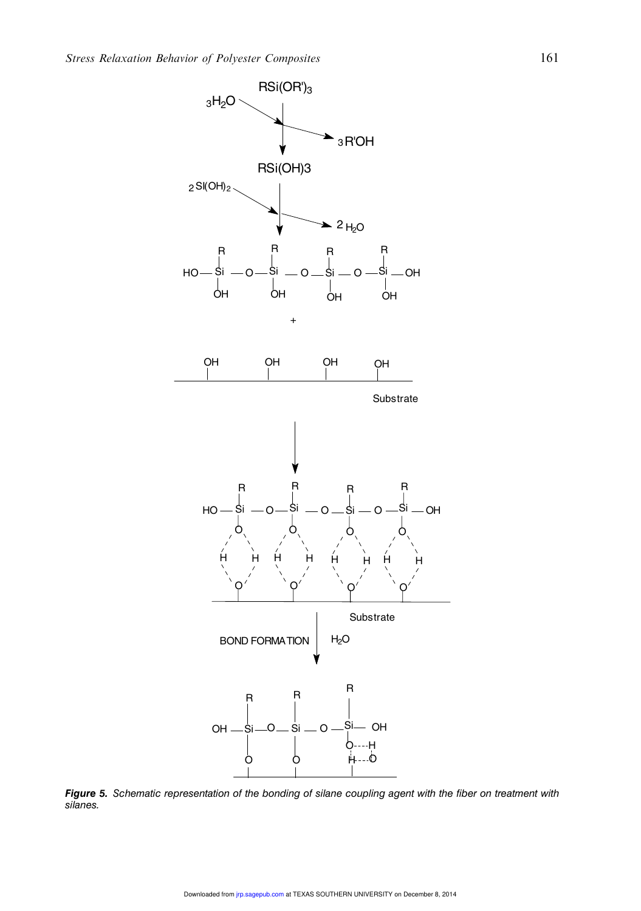**Figure 5.** *Schematic representation of the bonding of silane coupling agent with the fiber on treatment with silanes.*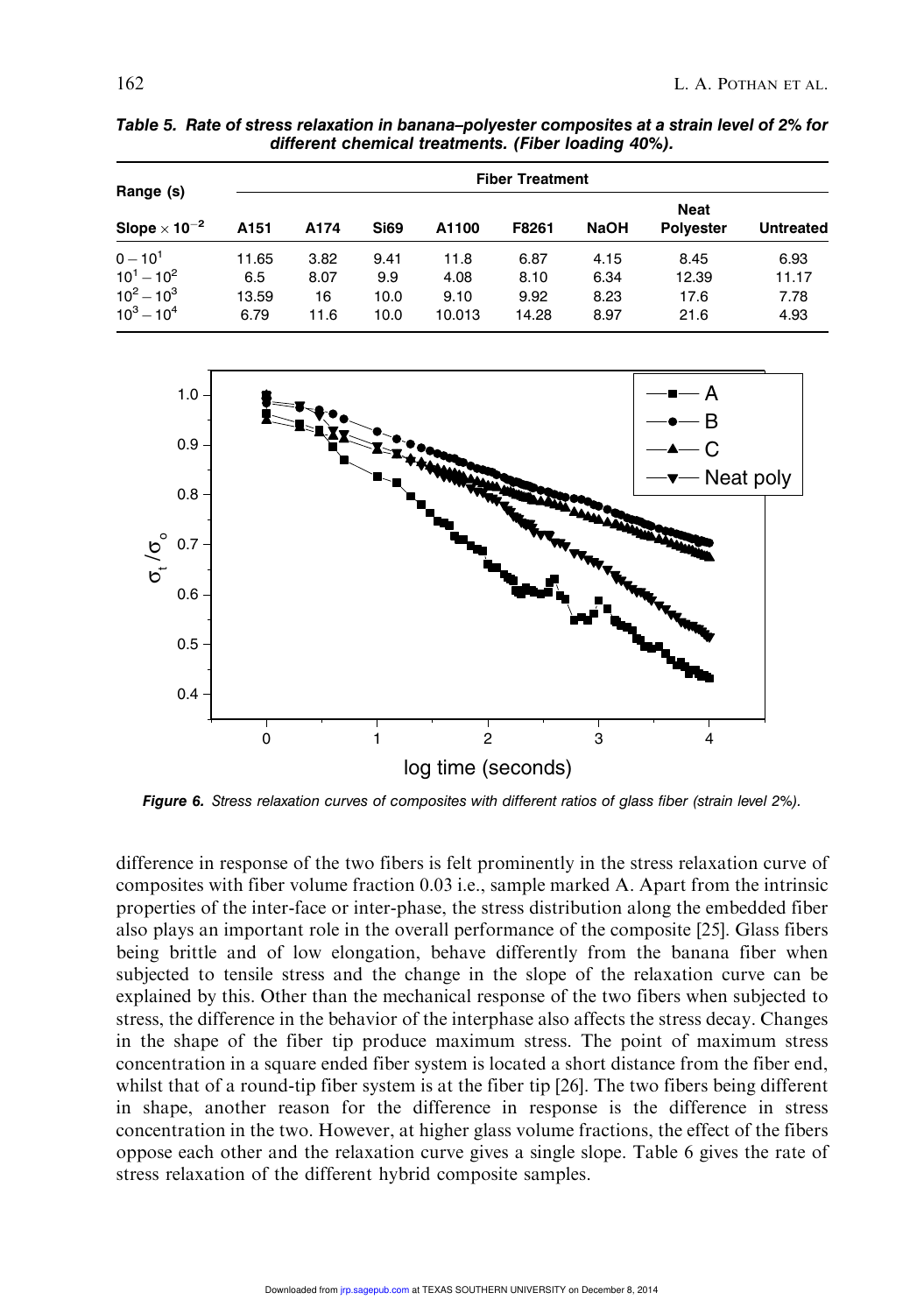***Table 5. Rate of stress relaxation in banana–polyester composites at a strain level of 2% for different chemical treatments. (Fiber loading 40%).***

| Range (s) | Fiber Treatment | | | | | | | |
|---|---|---|---|---|---|---|---|---|
| Slope $\times 10^{-2}$ | A151 | A174 | Si69 | A1100 | F8261 | NaOH | Neat Polyester | Untreated |
| $0-10^1$ | 11.65 | 3.82 | 9.41 | 11.8 | 6.87 | 4.15 | 8.45 | 6.93 |
| $10^1-10^2$ | 6.5 | 8.07 | 9.9 | 4.08 | 8.10 | 6.34 | 12.39 | 11.17 |
| $10^2-10^3$ | 13.59 | 16 | 10.0 | 9.10 | 9.92 | 8.23 | 17.6 | 7.78 |
| $10^3-10^4$ | 6.79 | 11.6 | 10.0 | 10.013 | 14.28 | 8.97 | 21.6 | 4.93 |

***Figure 6.*** *Stress relaxation curves of composites with different ratios of glass fiber (strain level 2%).*

difference in response of the two fibers is felt prominently in the stress relaxation curve of composites with fiber volume fraction 0.03 i.e., sample marked A. Apart from the intrinsic properties of the inter-face or inter-phase, the stress distribution along the embedded fiber also plays an important role in the overall performance of the composite [25]. Glass fibers being brittle and of low elongation, behave differently from the banana fiber when subjected to tensile stress and the change in the slope of the relaxation curve can be explained by this. Other than the mechanical response of the two fibers when subjected to stress, the difference in the behavior of the interphase also affects the stress decay. Changes in the shape of the fiber tip produce maximum stress. The point of maximum stress concentration in a square ended fiber system is located a short distance from the fiber end, whilst that of a round-tip fiber system is at the fiber tip [26]. The two fibers being different in shape, another reason for the difference in response is the difference in stress concentration in the two. However, at higher glass volume fractions, the effect of the fibers oppose each other and the relaxation curve gives a single slope. Table 6 gives the rate of stress relaxation of the different hybrid composite samples.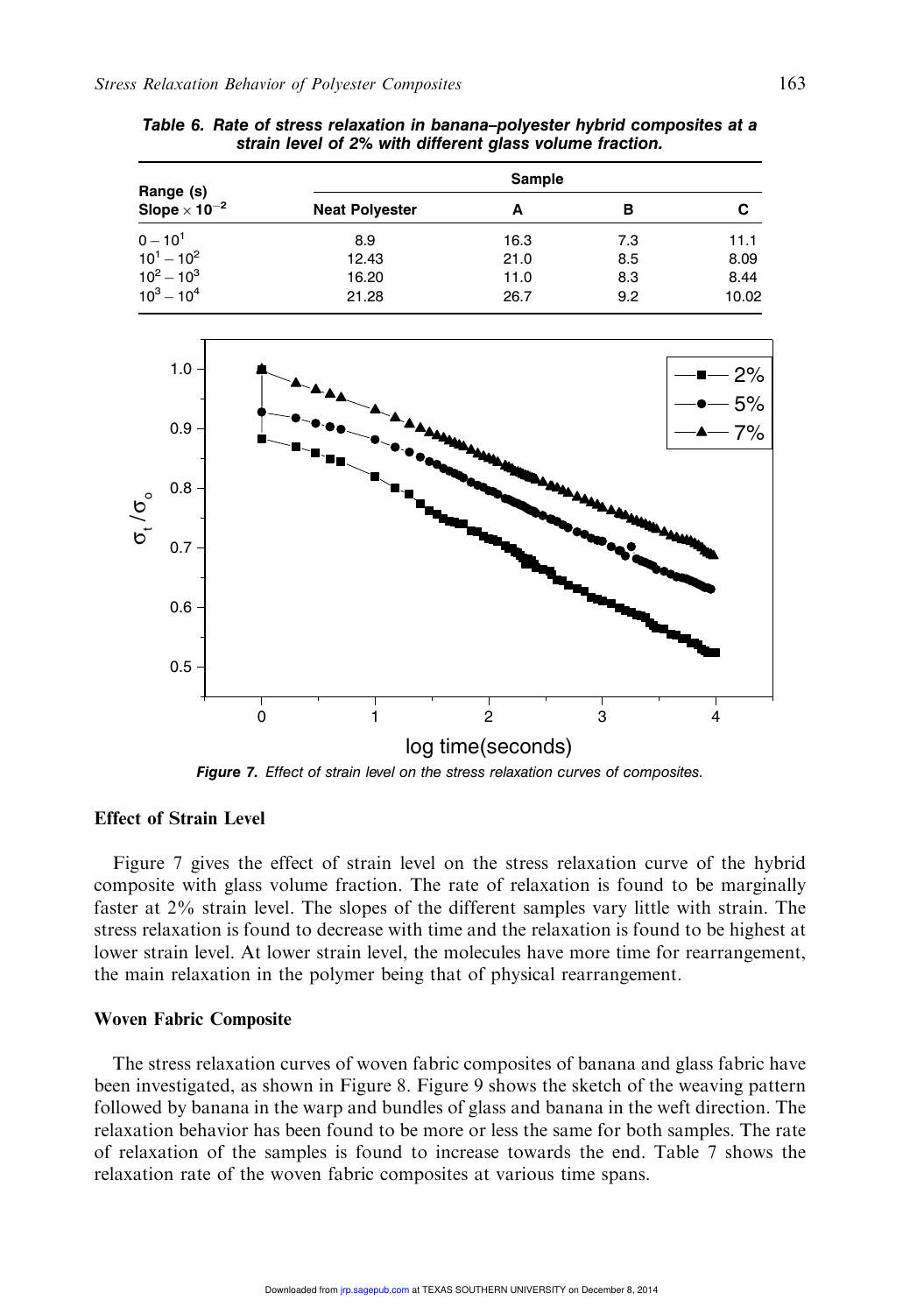**Table 6. Rate of stress relaxation in banana–polyester hybrid composites at a strain level of 2% with different glass volume fraction.**

| Range (s) Slope $\times 10^{-2}$ | Sample | | | |
|---|---|---|---|---|
| | Neat Polyester | A | B | C |
| $0-10^1$ | 8.9 | 16.3 | 7.3 | 11.1 |
| $10^1-10^2$ | 12.43 | 21.0 | 8.5 | 8.09 |
| $10^2-10^3$ | 16.20 | 11.0 | 8.3 | 8.44 |
| $10^3-10^4$ | 21.28 | 26.7 | 9.2 | 10.02 |

*Figure 7. Effect of strain level on the stress relaxation curves of composites.*

### Effect of Strain Level

Figure 7 gives the effect of strain level on the stress relaxation curve of the hybrid composite with glass volume fraction. The rate of relaxation is found to be marginally faster at 2% strain level. The slopes of the different samples vary little with strain. The stress relaxation is found to decrease with time and the relaxation is found to be highest at lower strain level. At lower strain level, the molecules have more time for rearrangement, the main relaxation in the polymer being that of physical rearrangement.

### Woven Fabric Composite

The stress relaxation curves of woven fabric composites of banana and glass fabric have been investigated, as shown in Figure 8. Figure 9 shows the sketch of the weaving pattern followed by banana in the warp and bundles of glass and banana in the weft direction. The relaxation behavior has been found to be more or less the same for both samples. The rate of relaxation of the samples is found to increase towards the end. Table 7 shows the relaxation rate of the woven fabric composites at various time spans.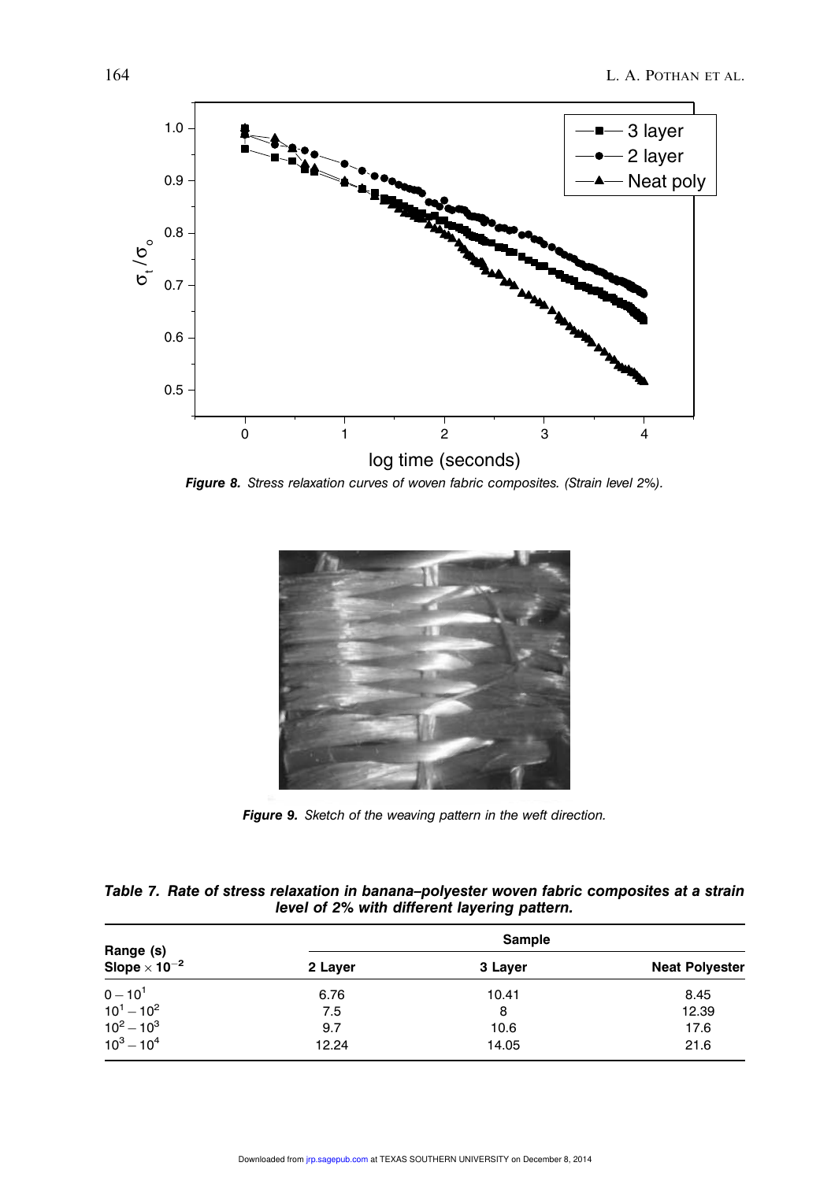*Figure 8. Stress relaxation curves of woven fabric composites. (Strain level 2%).*

*Figure 9. Sketch of the weaving pattern in the weft direction.*

***Table 7. Rate of stress relaxation in banana–polyester woven fabric composites at a strain level of 2% with different layering pattern.***

| Range (s) Slope $\times 10^{-2}$ | Sample | | |
|---|---|---|---|
| | **2 Layer** | **3 Layer** | **Neat Polyester** |
| $0-10^1$ | 6.76 | 10.41 | 8.45 |
| $10^1-10^2$ | 7.5 | 8 | 12.39 |
| $10^2-10^3$ | 9.7 | 10.6 | 17.6 |
| $10^3-10^4$ | 12.24 | 14.05 | 21.6 |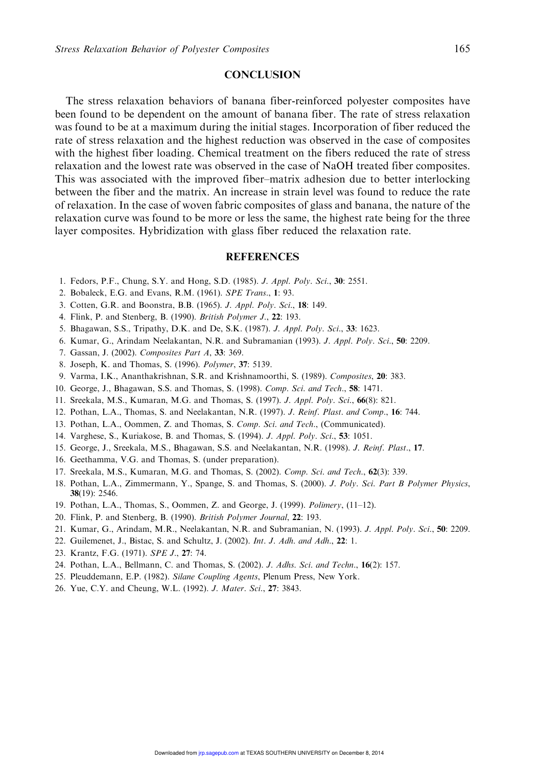## CONCLUSION

The stress relaxation behaviors of banana fiber-reinforced polyester composites have been found to be dependent on the amount of banana fiber. The rate of stress relaxation was found to be at a maximum during the initial stages. Incorporation of fiber reduced the rate of stress relaxation and the highest reduction was observed in the case of composites with the highest fiber loading. Chemical treatment on the fibers reduced the rate of stress relaxation and the lowest rate was observed in the case of NaOH treated fiber composites. This was associated with the improved fiber–matrix adhesion due to better interlocking between the fiber and the matrix. An increase in strain level was found to reduce the rate of relaxation. In the case of woven fabric composites of glass and banana, the nature of the relaxation curve was found to be more or less the same, the highest rate being for the three layer composites. Hybridization with glass fiber reduced the relaxation rate.

## REFERENCES

1. Fedors, P.F., Chung, S.Y. and Hong, S.D. (1985). *J. Appl. Poly. Sci.*, **30**: 2551.
2. Bobaleck, E.G. and Evans, R.M. (1961). *SPE Trans.*, **1**: 93.
3. Cotten, G.R. and Boonstra, B.B. (1965). *J. Appl. Poly. Sci.*, **18**: 149.
4. Flink, P. and Stenberg, B. (1990). *British Polymer J.*, **22**: 193.
5. Bhagawan, S.S., Tripathy, D.K. and De, S.K. (1987). *J. Appl. Poly. Sci.*, **33**: 1623.
6. Kumar, G., Arindam Neelakantan, N.R. and Subramanian (1993). *J. Appl. Poly. Sci.*, **50**: 2209.
7. Gassan, J. (2002). *Composites Part A*, **33**: 369.
8. Joseph, K. and Thomas, S. (1996). *Polymer*, **37**: 5139.
9. Varma, I.K., Ananthakrishnan, S.R. and Krishnamoorthi, S. (1989). *Composites*, **20**: 383.
10. George, J., Bhagawan, S.S. and Thomas, S. (1998). *Comp. Sci. and Tech.*, **58**: 1471.
11. Sreekala, M.S., Kumaran, M.G. and Thomas, S. (1997). *J. Appl. Poly. Sci.*, **66**(8): 821.
12. Pothan, L.A., Thomas, S. and Neelakantan, N.R. (1997). *J. Reinf. Plast. and Comp.*, **16**: 744.
13. Pothan, L.A., Oommen, Z. and Thomas, S. *Comp. Sci. and Tech.*, (Communicated).
14. Varghese, S., Kuriakose, B. and Thomas, S. (1994). *J. Appl. Poly. Sci.*, **53**: 1051.
15. George, J., Sreekala, M.S., Bhagawan, S.S. and Neelakantan, N.R. (1998). *J. Reinf. Plast.*, **17**.
16. Geethamma, V.G. and Thomas, S. (under preparation).
17. Sreekala, M.S., Kumaran, M.G. and Thomas, S. (2002). *Comp. Sci. and Tech.*, **62**(3): 339.
18. Pothan, L.A., Zimmermann, Y., Spange, S. and Thomas, S. (2000). *J. Poly. Sci. Part B Polymer Physics*, **38**(19): 2546.
19. Pothan, L.A., Thomas, S., Oommen, Z. and George, J. (1999). *Polimery*, (11–12).
20. Flink, P. and Stenberg, B. (1990). *British Polymer Journal*, **22**: 193.
21. Kumar, G., Arindam, M.R., Neelakantan, N.R. and Subramanian, N. (1993). *J. Appl. Poly. Sci.*, **50**: 2209.
22. Guilemenet, J., Bistac, S. and Schultz, J. (2002). *Int. J. Adh. and Adh.*, **22**: 1.
23. Krantz, F.G. (1971). *SPE J.*, **27**: 74.
24. Pothan, L.A., Bellmann, C. and Thomas, S. (2002). *J. Adhs. Sci. and Techn.*, **16**(2): 157.
25. Pleuddemann, E.P. (1982). *Silane Coupling Agents*, Plenum Press, New York.
26. Yue, C.Y. and Cheung, W.L. (1992). *J. Mater. Sci.*, **27**: 3843.